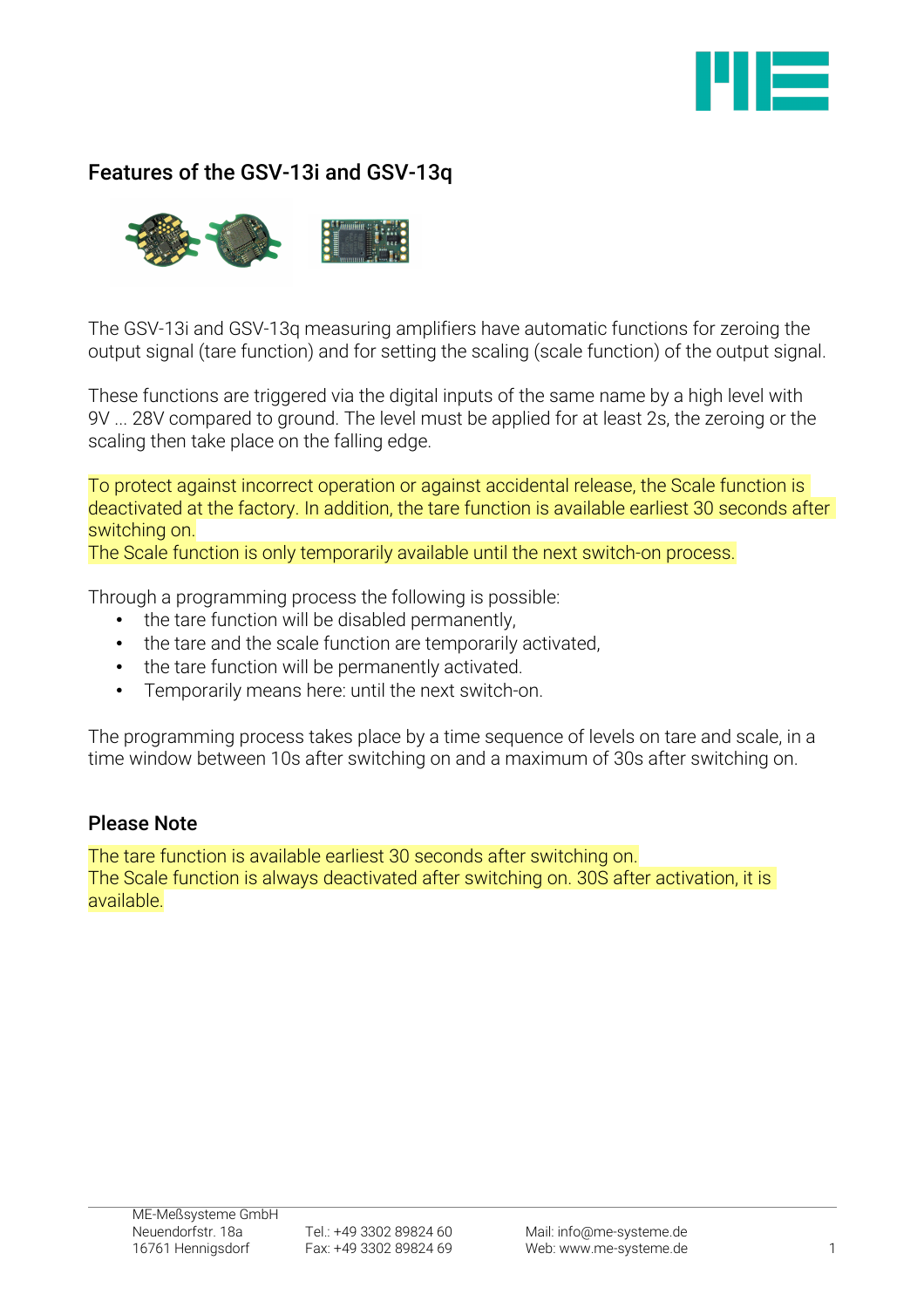## Features of the GSV-13i and GSV-13q

The GSV-13i and GSV-13q measuring amplifiers have automatic functions for zeroing the output signal (tare function) and for setting the scaling (scale function) of the output signal.

These functions are triggered via the digital inputs of the same name by a high level with 9V ... 28V compared to ground. The level must be applied for at least 2s, the zeroing or the scaling then take place on the falling edge.

To protect against incorrect operation or against accidental release, the Scale function is deactivated at the factory. In addition, the tare function is available earliest 30 seconds after switching on.
The Scale function is only temporarily available until the next switch-on process.

Through a programming process the following is possible:

- the tare function will be disabled permanently,
- the tare and the scale function are temporarily activated,
- the tare function will be permanently activated.
- Temporarily means here: until the next switch-on.

The programming process takes place by a time sequence of levels on tare and scale, in a time window between 10s after switching on and a maximum of 30s after switching on.

### Please Note

The tare function is available earliest 30 seconds after switching on.
The Scale function is always deactivated after switching on. 30S after activation, it is available.

ME-Meßsysteme GmbH
Neuendorfstr. 18a
16761 Hennigsdorf

Tel.: +49 3302 89824 60
Fax: +49 3302 89824 69

Mail: info@me-systeme.de
Web: www.me-systeme.de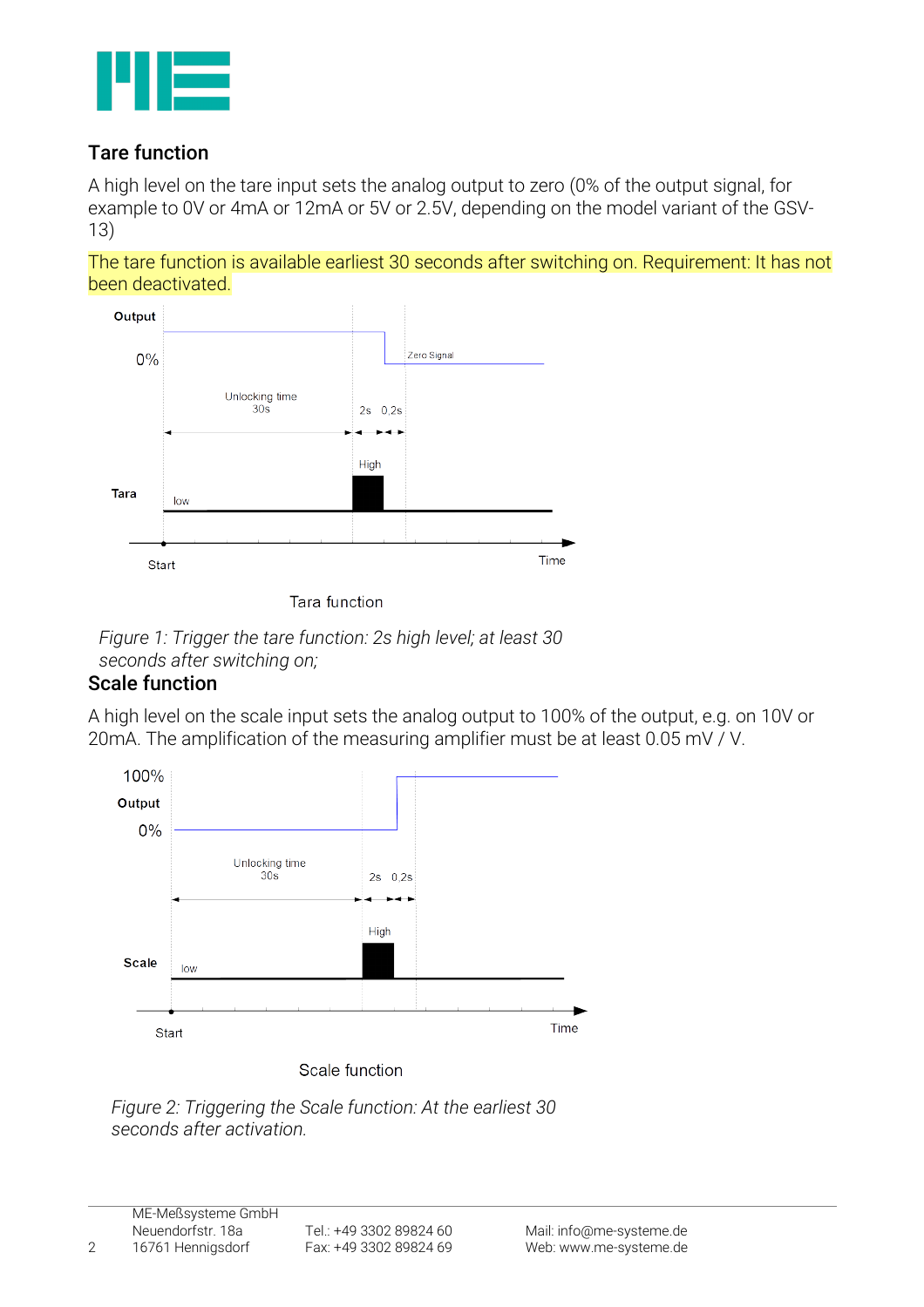## Tare function

A high level on the tare input sets the analog output to zero (0% of the output signal, for example to 0V or 4mA or 12mA or 5V or 2.5V, depending on the model variant of the GSV-13)

The tare function is available earliest 30 seconds after switching on. Requirement: It has not been deactivated.

Output

0%

Zero Signal

Unlocking time
30s

2s 0,2s

High

Tara

low

Start

Time

Tara function

*Figure 1: Trigger the tare function: 2s high level; at least 30 seconds after switching on;*

## Scale function

A high level on the scale input sets the analog output to 100% of the output, e.g. on 10V or 20mA. The amplification of the measuring amplifier must be at least 0.05 mV / V.

100%

Output

0%

Unlocking time
30s

2s 0,2s

High

Scale

low

Start

Time

Scale function

*Figure 2: Triggering the Scale function: At the earliest 30 seconds after activation.*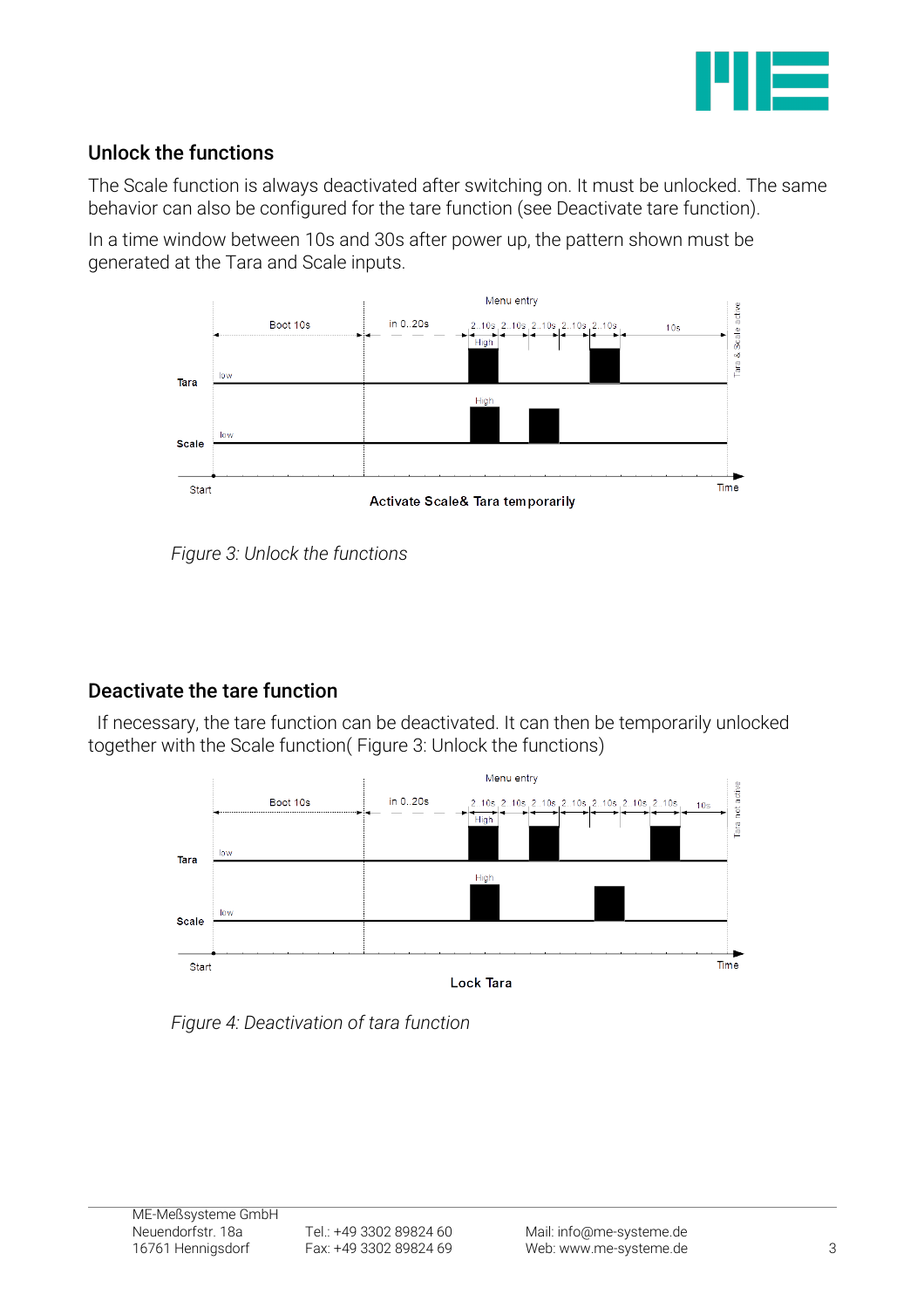## Unlock the functions

The Scale function is always deactivated after switching on. It must be unlocked. The same behavior can also be configured for the tare function (see Deactivate tare function).

In a time window between 10s and 30s after power up, the pattern shown must be generated at the Tara and Scale inputs.

*Figure 3: Unlock the functions*

## Deactivate the tare function

If necessary, the tare function can be deactivated. It can then be temporarily unlocked together with the Scale function( Figure 3: Unlock the functions)

*Figure 4: Deactivation of tara function*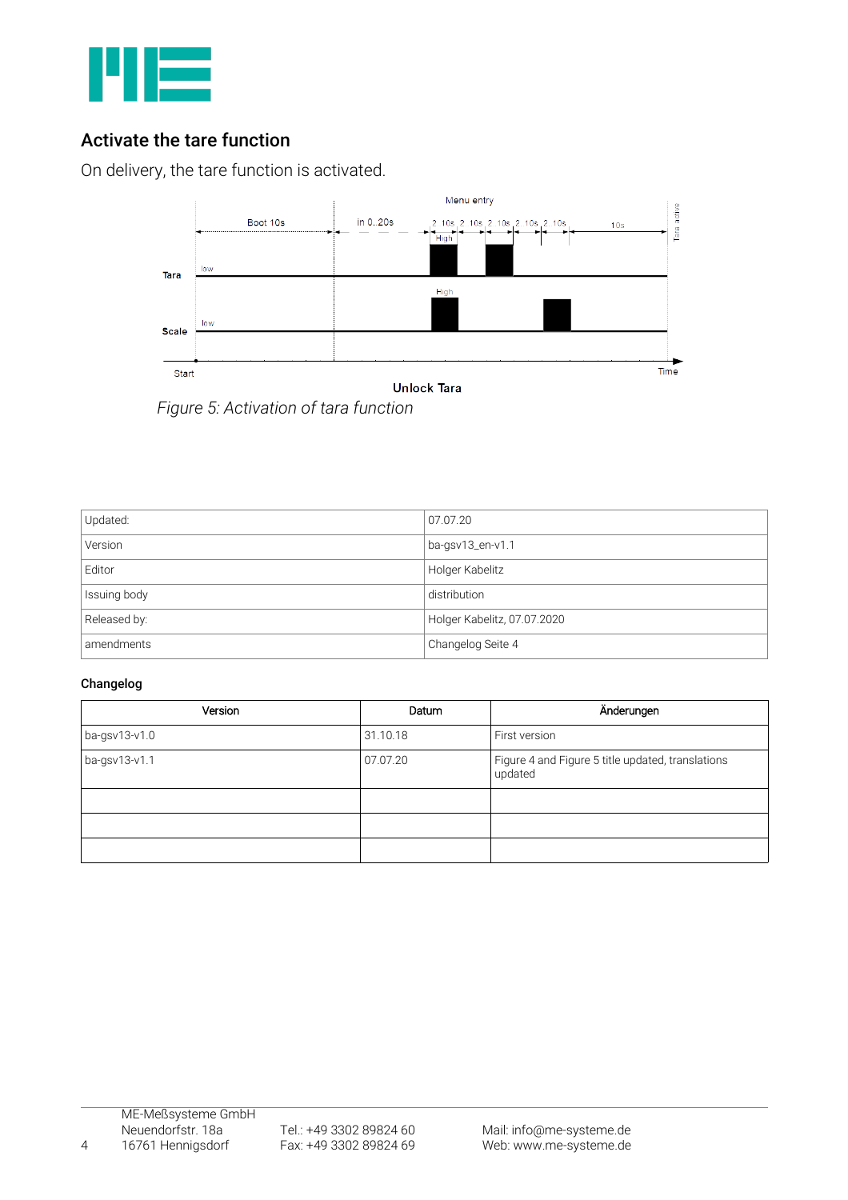## Activate the tare function

On delivery, the tare function is activated.

Menu entry

Boot 10s

in 0..20s

2 10s 2 10s 2 10s 2 10s 2 10s

10s

Tara active

High

Tara

low

High

Scale

low

Start

Time

Unlock Tara

*Figure 5: Activation of tara function*

| | |
|---|---|
| Updated: | 07.07.20 |
| Version | ba-gsv13_en-v1.1 |
| Editor | Holger Kabelitz |
| Issuing body | distribution |
| Released by: | Holger Kabelitz, 07.07.2020 |
| amendments | Changelog Seite 4 |

### Changelog

| Version | Datum | Änderungen |
|---|---|---|
| ba-gsv13-v1.0 | 31.10.18 | First version |
| ba-gsv13-v1.1 | 07.07.20 | Figure 4 and Figure 5 title updated, translations updated |
| | | |
| | | |
| | | |

ME-Meßsysteme GmbH
Neuendorfstr. 18a
16761 Hennigsdorf

Tel.: +49 3302 89824 60
Fax: +49 3302 89824 69

Mail: info@me-systeme.de
Web: www.me-systeme.de